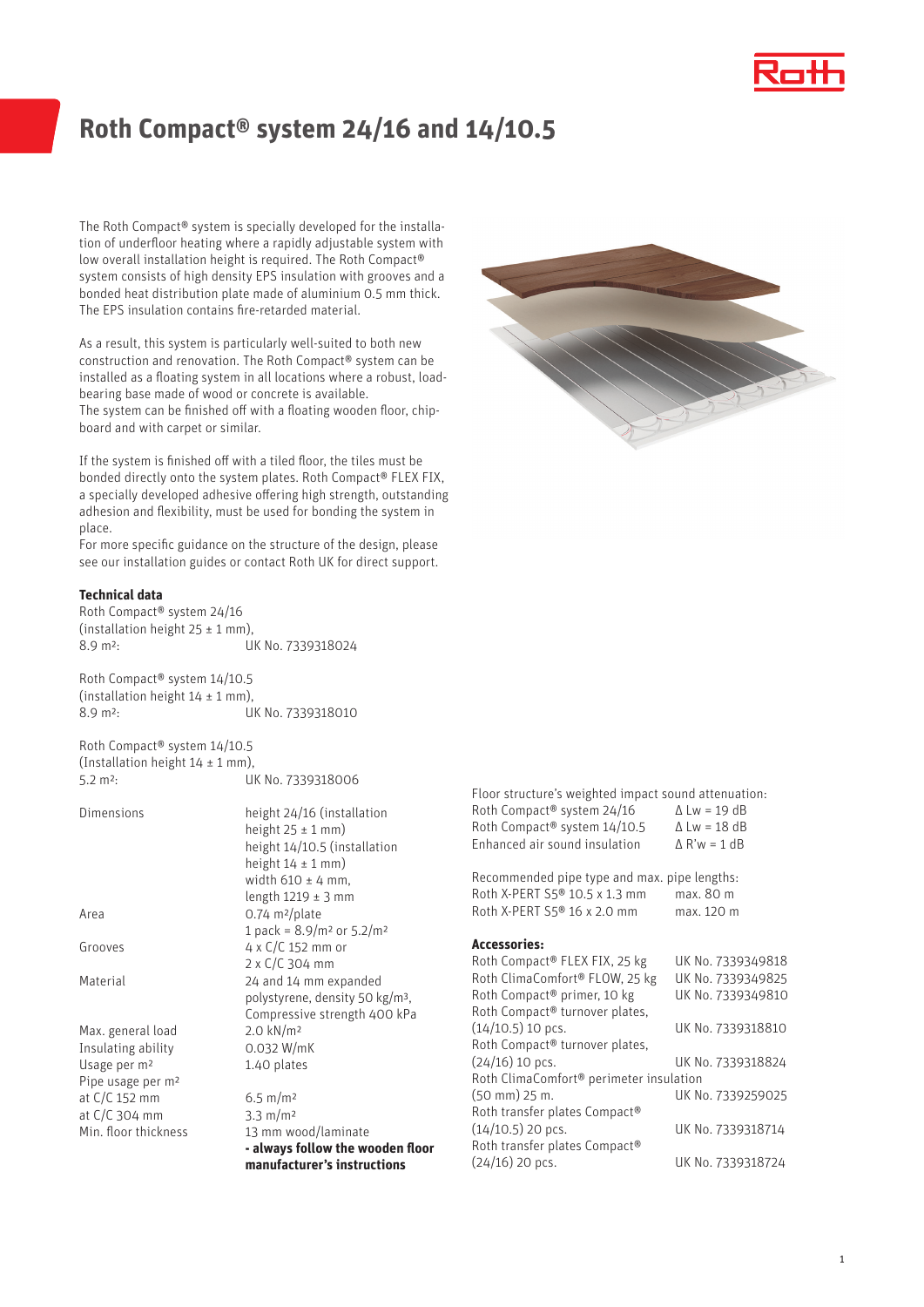# Roth Compact® system 24/16 and 14/10.5

The Roth Compact® system is specially developed for the installation of underfloor heating where a rapidly adjustable system with low overall installation height is required. The Roth Compact® system consists of high density EPS insulation with grooves and a bonded heat distribution plate made of aluminium 0.5 mm thick. The EPS insulation contains fire-retarded material.

As a result, this system is particularly well-suited to both new construction and renovation. The Roth Compact® system can be installed as a floating system in all locations where a robust, load-bearing base made of wood or concrete is available.
The system can be finished off with a floating wooden floor, chipboard and with carpet or similar.

If the system is finished off with a tiled floor, the tiles must be bonded directly onto the system plates. Roth Compact® FLEX FIX, a specially developed adhesive offering high strength, outstanding adhesion and flexibility, must be used for bonding the system in place.
For more specific guidance on the structure of the design, please see our installation guides or contact Roth UK for direct support.

**Technical data**

| | |
|---|---|
| Roth Compact® system 24/16 (installation height 25 ± 1 mm), 8.9 m²: | UK No. 7339318024 |
| Roth Compact® system 14/10.5 (installation height 14 ± 1 mm), 8.9 m²: | UK No. 7339318010 |
| Roth Compact® system 14/10.5 (Installation height 14 ± 1 mm), 5.2 m²: | UK No. 7339318006 |

| | |
|---|---|
| Dimensions | height 24/16 (installation height 25 ± 1 mm) height 14/10.5 (installation height 14 ± 1 mm) width 610 ± 4 mm, length 1219 ± 3 mm |
| Area | 0.74 m²/plate 1 pack = 8.9/m² or 5.2/m² |
| Grooves | 4 x C/C 152 mm or 2 x C/C 304 mm |
| Material | 24 and 14 mm expanded polystyrene, density 50 kg/m³, Compressive strength 400 kPa |
| Max. general load | 2.0 kN/m² |
| Insulating ability | 0.032 W/mK |
| Usage per m² | 1.40 plates |
| Pipe usage per m² | |
| at C/C 152 mm | 6.5 m/m² |
| at C/C 304 mm | 3.3 m/m² |
| Min. floor thickness | 13 mm wood/laminate **- always follow the wooden floor manufacturer's instructions** |

Floor structure's weighted impact sound attenuation:

| | |
|---|---|
| Roth Compact® system 24/16 | Δ Lw = 19 dB |
| Roth Compact® system 14/10.5 | Δ Lw = 18 dB |
| Enhanced air sound insulation | Δ R'w = 1 dB |

Recommended pipe type and max. pipe lengths:

| | |
|---|---|
| Roth X-PERT S5® 10.5 x 1.3 mm | max. 80 m |
| Roth X-PERT S5® 16 x 2.0 mm | max. 120 m |

**Accessories:**

| | |
|---|---|
| Roth Compact® FLEX FIX, 25 kg | UK No. 7339349818 |
| Roth ClimaComfort® FLOW, 25 kg | UK No. 7339349825 |
| Roth Compact® primer, 10 kg | UK No. 7339349810 |
| Roth Compact® turnover plates, (14/10.5) 10 pcs. | UK No. 7339318810 |
| Roth Compact® turnover plates, (24/16) 10 pcs. | UK No. 7339318824 |
| Roth ClimaComfort® perimeter insulation (50 mm) 25 m. | UK No. 7339259025 |
| Roth transfer plates Compact® (14/10.5) 20 pcs. | UK No. 7339318714 |
| Roth transfer plates Compact® (24/16) 20 pcs. | UK No. 7339318724 |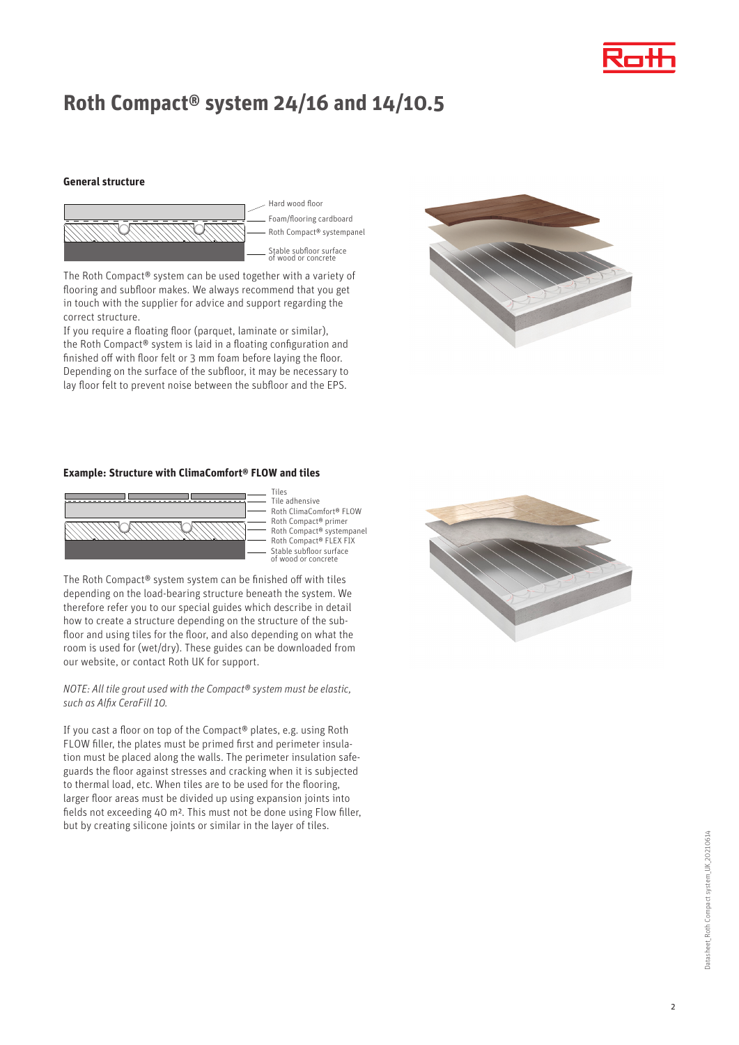# Roth Compact® system 24/16 and 14/10.5

**General structure**

Hard wood floor
Foam/flooring cardboard
Roth Compact® systempanel
Stable subfloor surface of wood or concrete

The Roth Compact® system can be used together with a variety of flooring and subfloor makes. We always recommend that you get in touch with the supplier for advice and support regarding the correct structure.
If you require a floating floor (parquet, laminate or similar), the Roth Compact® system is laid in a floating configuration and finished off with floor felt or 3 mm foam before laying the floor. Depending on the surface of the subfloor, it may be necessary to lay floor felt to prevent noise between the subfloor and the EPS.

**Example: Structure with ClimaComfort® FLOW and tiles**

Tiles
Tile adhesive
Roth ClimaComfort® FLOW
Roth Compact® primer
Roth Compact® systempanel
Roth Compact® FLEX FIX
Stable subfloor surface of wood or concrete

The Roth Compact® system system can be finished off with tiles depending on the load-bearing structure beneath the system. We therefore refer you to our special guides which describe in detail how to create a structure depending on the structure of the subfloor and using tiles for the floor, and also depending on what the room is used for (wet/dry). These guides can be downloaded from our website, or contact Roth UK for support.

*NOTE: All tile grout used with the Compact® system must be elastic, such as Alfix CeraFill 10.*

If you cast a floor on top of the Compact® plates, e.g. using Roth FLOW filler, the plates must be primed first and perimeter insulation must be placed along the walls. The perimeter insulation safeguards the floor against stresses and cracking when it is subjected to thermal load, etc. When tiles are to be used for the flooring, larger floor areas must be divided up using expansion joints into fields not exceeding 40 m². This must not be done using Flow filler, but by creating silicone joints or similar in the layer of tiles.